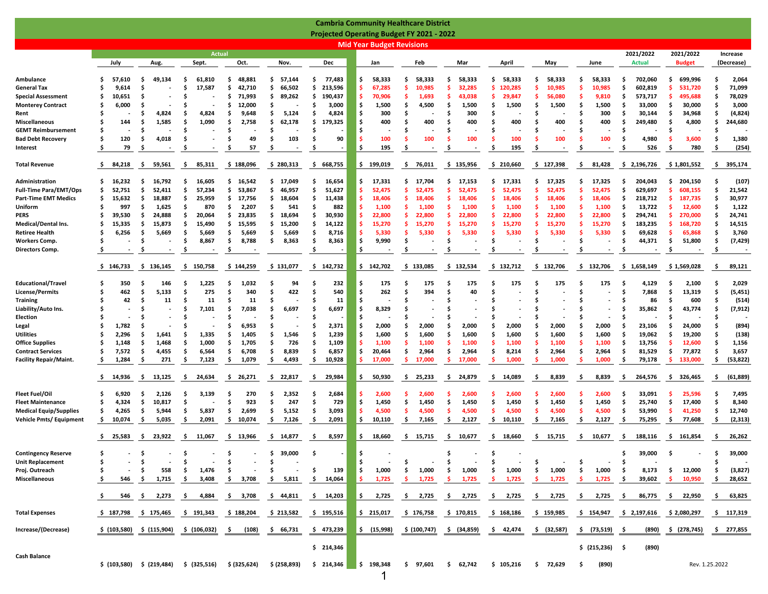# Cambria Community Healthcare District

## Projected Operating Budget FY 2021 - 2022

### Mid Year Budget Revisions

| | Actual | | | | | | | | | | | | 2021/2022 | 2021/2022 | Increase |
|---|---|---|---|---|---|---|---|---|---|---|---|---|---|---|---|
| | July | Aug. | Sept. | Oct. | Nov. | Dec | Jan | Feb | Mar | April | May | June | Actual | Budget | (Decrease) |
| Ambulance | $ 57,610 | $ 49,134 | $ 61,810 | $ 48,881 | $ 57,144 | $ 77,483 | $ 58,333 | $ 58,333 | $ 58,333 | $ 58,333 | $ 58,333 | $ 58,333 | $ 702,060 | $ 699,996 | $ 2,064 |
| General Tax | $ 9,614 | $ - | $ 17,587 | $ 42,710 | $ 66,502 | $ 213,596 | $ 67,285 | $ 10,985 | $ 32,285 | $ 120,285 | $ 10,985 | $ 10,985 | $ 602,819 | $ 531,720 | $ 71,099 |
| Special Assessment | $ 10,651 | $ - | $ - | $ 71,993 | $ 89,262 | $ 190,437 | $ 70,906 | $ 1,693 | $ 43,038 | $ 29,847 | $ 56,080 | $ 9,810 | $ 573,717 | $ 495,688 | $ 78,029 |
| Monterey Contract | $ 6,000 | $ - | $ - | $ 12,000 | $ - | $ 3,000 | $ 1,500 | $ 4,500 | $ 1,500 | $ 1,500 | $ 1,500 | $ 1,500 | $ 33,000 | $ 30,000 | $ 3,000 |
| Rent | $ - | $ 4,824 | $ 4,824 | $ 9,648 | $ 5,124 | $ 4,824 | $ 300 | $ - | $ 300 | $ - | $ - | $ 300 | $ 30,144 | $ 34,968 | $ (4,824) |
| Miscellaneous | $ 144 | $ 1,585 | $ 1,090 | $ 2,758 | $ 62,178 | $ 179,325 | $ 400 | $ 400 | $ 400 | $ 400 | $ 400 | $ 400 | $ 249,480 | $ 4,800 | $ 244,680 |
| GEMT Reimbursement | $ - | $ - | $ - | $ - | $ - | $ - | $ - | $ - | $ - | $ - | $ - | $ - | $ - | $ - | $ - |
| Bad Debt Recovery | $ 120 | $ 4,018 | $ - | $ 49 | $ 103 | $ 90 | $ 100 | $ 100 | $ 100 | $ 100 | $ 100 | $ 100 | $ 4,980 | $ 3,600 | $ 1,380 |
| Interest | $ 79 | $ - | $ - | $ 57 | $ - | $ - | $ 195 | $ - | $ - | $ 195 | $ - | $ - | $ 526 | $ 780 | $ (254) |
| **Total Revenue** | $ 84,218 | $ 59,561 | $ 85,311 | $ 188,096 | $ 280,313 | $ 668,755 | $ 199,019 | $ 76,011 | $ 135,956 | $ 210,660 | $ 127,398 | $ 81,428 | $ 2,196,726 | $ 1,801,552 | $ 395,174 |
| Administration | $ 16,232 | $ 16,792 | $ 16,605 | $ 16,542 | $ 17,049 | $ 16,654 | $ 17,331 | $ 17,704 | $ 17,153 | $ 17,331 | $ 17,325 | $ 17,325 | $ 204,043 | $ 204,150 | $ (107) |
| Full-Time Para/EMT/Ops | $ 52,751 | $ 52,411 | $ 57,234 | $ 53,867 | $ 46,957 | $ 51,627 | $ 52,475 | $ 52,475 | $ 52,475 | $ 52,475 | $ 52,475 | $ 52,475 | $ 629,697 | $ 608,155 | $ 21,542 |
| Part-Time EMT Medics | $ 15,632 | $ 18,887 | $ 25,959 | $ 17,756 | $ 18,604 | $ 11,438 | $ 18,406 | $ 18,406 | $ 18,406 | $ 18,406 | $ 18,406 | $ 18,406 | $ 218,712 | $ 187,735 | $ 30,977 |
| Uniform | $ 997 | $ 1,625 | $ 870 | $ 2,207 | $ 541 | $ 882 | $ 1,100 | $ 1,100 | $ 1,100 | $ 1,100 | $ 1,100 | $ 1,100 | $ 13,722 | $ 12,600 | $ 1,122 |
| PERS | $ 39,530 | $ 24,888 | $ 20,064 | $ 23,835 | $ 18,694 | $ 30,930 | $ 22,800 | $ 22,800 | $ 22,800 | $ 22,800 | $ 22,800 | $ 22,800 | $ 294,741 | $ 270,000 | $ 24,741 |
| Medical/Dental Ins. | $ 15,335 | $ 15,873 | $ 15,490 | $ 15,595 | $ 15,200 | $ 14,122 | $ 15,270 | $ 15,270 | $ 15,270 | $ 15,270 | $ 15,270 | $ 15,270 | $ 183,235 | $ 168,720 | $ 14,515 |
| Retiree Health | $ 6,256 | $ 5,669 | $ 5,669 | $ 5,669 | $ 5,669 | $ 8,716 | $ 5,330 | $ 5,330 | $ 5,330 | $ 5,330 | $ 5,330 | $ 5,330 | $ 69,628 | $ 65,868 | $ 3,760 |
| Workers Comp. | $ - | $ - | $ 8,867 | $ 8,788 | $ 8,363 | $ 8,363 | $ 9,990 | $ - | $ - | $ - | $ - | $ - | $ 44,371 | $ 51,800 | $ (7,429) |
| Directors Comp. | $ - | $ - | $ - | $ - | | $ - | $ - | $ - | $ - | $ - | $ - | $ - | $ - | $ - | $ - |
| | $ 146,733 | $ 136,145 | $ 150,758 | $ 144,259 | $ 131,077 | $ 142,732 | $ 142,702 | $ 133,085 | $ 132,534 | $ 132,712 | $ 132,706 | $ 132,706 | $ 1,658,149 | $ 1,569,028 | $ 89,121 |
| Educational/Travel | $ 350 | $ 146 | $ 1,225 | $ 1,032 | $ 94 | $ 232 | $ 175 | $ 175 | $ 175 | $ 175 | $ 175 | $ 175 | $ 4,129 | $ 2,100 | $ 2,029 |
| License/Permits | $ 462 | $ 5,133 | $ 275 | $ 340 | $ 422 | $ 540 | $ 262 | $ 394 | $ 40 | $ - | $ - | $ - | $ 7,868 | $ 13,319 | $ (5,451) |
| Training | $ 42 | $ 11 | $ 11 | $ 11 | $ - | $ 11 | $ - | $ - | $ - | $ - | $ - | $ - | $ 86 | $ 600 | $ (514) |
| Liability/Auto Ins. | $ - | $ - | $ 7,101 | $ 7,038 | $ 6,697 | $ 6,697 | $ 8,329 | $ - | $ - | $ - | $ - | $ - | $ 35,862 | $ 43,774 | $ (7,912) |
| Election | $ - | $ - | $ - | $ - | $ - | $ - | $ - | $ - | $ - | $ - | $ - | $ - | $ - | $ - | $ - |
| Legal | $ 1,782 | $ - | $ - | $ 6,953 | $ - | $ 2,371 | $ 2,000 | $ 2,000 | $ 2,000 | $ 2,000 | $ 2,000 | $ 2,000 | $ 23,106 | $ 24,000 | $ (894) |
| Utilities | $ 2,296 | $ 1,641 | $ 1,335 | $ 1,405 | $ 1,546 | $ 1,239 | $ 1,600 | $ 1,600 | $ 1,600 | $ 1,600 | $ 1,600 | $ 1,600 | $ 19,062 | $ 19,200 | $ (138) |
| Office Supplies | $ 1,148 | $ 1,468 | $ 1,000 | $ 1,705 | $ 726 | $ 1,109 | $ 1,100 | $ 1,100 | $ 1,100 | $ 1,100 | $ 1,100 | $ 1,100 | $ 13,756 | $ 12,600 | $ 1,156 |
| Contract Services | $ 7,572 | $ 4,455 | $ 6,564 | $ 6,708 | $ 8,839 | $ 6,857 | $ 20,464 | $ 2,964 | $ 2,964 | $ 8,214 | $ 2,964 | $ 2,964 | $ 81,529 | $ 77,872 | $ 3,657 |
| Facility Repair/Maint. | $ 1,284 | $ 271 | $ 7,123 | $ 1,079 | $ 4,493 | $ 10,928 | $ 17,000 | $ 17,000 | $ 17,000 | $ 1,000 | $ 1,000 | $ 1,000 | $ 79,178 | $ 133,000 | $ (53,822) |
| | $ 14,936 | $ 13,125 | $ 24,634 | $ 26,271 | $ 22,817 | $ 29,984 | $ 50,930 | $ 25,233 | $ 24,879 | $ 14,089 | $ 8,839 | $ 8,839 | $ 264,576 | $ 326,465 | $ (61,889) |
| Fleet Fuel/Oil | $ 6,920 | $ 2,126 | $ 3,139 | $ 270 | $ 2,352 | $ 2,684 | $ 2,600 | $ 2,600 | $ 2,600 | $ 2,600 | $ 2,600 | $ 2,600 | $ 33,091 | $ 25,596 | $ 7,495 |
| Fleet Maintenance | $ 4,324 | $ 10,817 | $ - | $ 923 | $ 247 | $ 729 | $ 1,450 | $ 1,450 | $ 1,450 | $ 1,450 | $ 1,450 | $ 1,450 | $ 25,740 | $ 17,400 | $ 8,340 |
| Medical Equip/Supplies | $ 4,265 | $ 5,944 | $ 5,837 | $ 2,699 | $ 5,152 | $ 3,093 | $ 4,500 | $ 4,500 | $ 4,500 | $ 4,500 | $ 4,500 | $ 4,500 | $ 53,990 | $ 41,250 | $ 12,740 |
| Vehicle Pmts/ Equipment | $ 10,074 | $ 5,035 | $ 2,091 | $ 10,074 | $ 7,126 | $ 2,091 | $ 10,110 | $ 7,165 | $ 2,127 | $ 10,110 | $ 7,165 | $ 2,127 | $ 75,295 | $ 77,608 | $ (2,313) |
| | $ 25,583 | $ 23,922 | $ 11,067 | $ 13,966 | $ 14,877 | $ 8,597 | $ 18,660 | $ 15,715 | $ 10,677 | $ 18,660 | $ 15,715 | $ 10,677 | $ 188,116 | $ 161,854 | $ 26,262 |
| Contingency Reserve | $ - | $ - | $ - | $ - | $ 39,000 | $ - | $ - | | $ - | $ - | | | $ 39,000 | $ - | $ 39,000 |
| Unit Replacement | $ - | $ - | $ - | $ - | $ - | | $ - | $ - | $ - | $ - | $ - | $ - | $ - | | $ - |
| Proj. Outreach | $ - | $ 558 | $ 1,476 | $ - | $ - | $ 139 | $ 1,000 | $ 1,000 | $ 1,000 | $ 1,000 | $ 1,000 | $ 1,000 | $ 8,173 | $ 12,000 | $ (3,827) |
| Miscellaneous | $ 546 | $ 1,715 | $ 3,408 | $ 3,708 | $ 5,811 | $ 14,064 | $ 1,725 | $ 1,725 | $ 1,725 | $ 1,725 | $ 1,725 | $ 1,725 | $ 39,602 | $ 10,950 | $ 28,652 |
| | $ 546 | $ 2,273 | $ 4,884 | $ 3,708 | $ 44,811 | $ 14,203 | $ 2,725 | $ 2,725 | $ 2,725 | $ 2,725 | $ 2,725 | $ 2,725 | $ 86,775 | $ 22,950 | $ 63,825 |
| **Total Expenses** | $ 187,798 | $ 175,465 | $ 191,343 | $ 188,204 | $ 213,582 | $ 195,516 | $ 215,017 | $ 176,758 | $ 170,815 | $ 168,186 | $ 159,985 | $ 154,947 | $ 2,197,616 | $ 2,080,297 | $ 117,319 |
| **Increase/(Decrease)** | $ (103,580) | $ (115,904) | $ (106,032) | $ (108) | $ 66,731 | $ 473,239 | $ (15,998) | $ (100,747) | $ (34,859) | $ 42,474 | $ (32,587) | $ (73,519) | $ (890) | $ (278,745) | $ 277,855 |
| | | | | | | $ 214,346 | | | | | | $ (215,236) | $ (890) | | |
| **Cash Balance** | $ (103,580) | $ (219,484) | $ (325,516) | $ (325,624) | $ (258,893) | $ 214,346 | $ 198,348 | $ 97,601 | $ 62,742 | $ 105,216 | $ 72,629 | $ (890) | | | |

Rev. 1.25.2022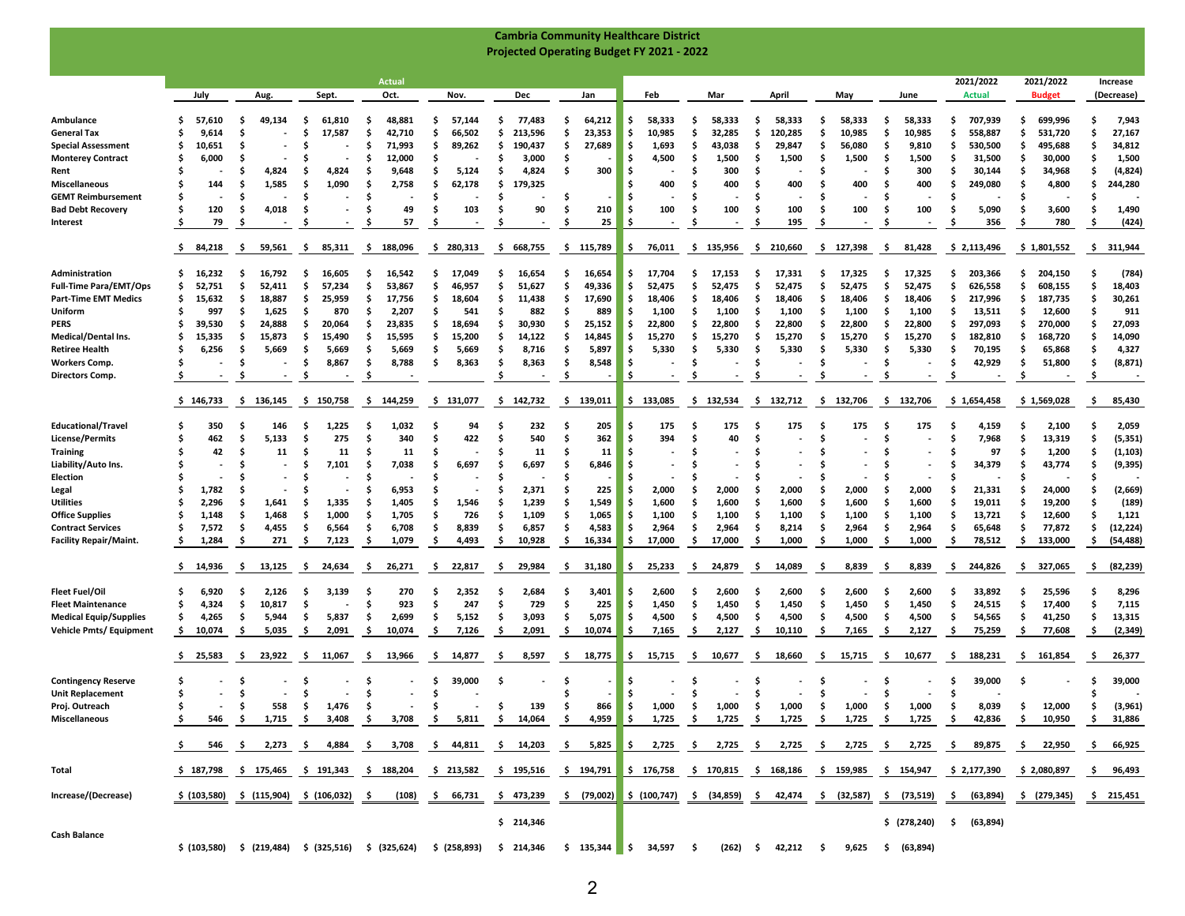# Cambria Community Healthcare District
## Projected Operating Budget FY 2021 - 2022

| | Actual | | | | | | | | | | | | 2021/2022 | 2021/2022 | Increase |
|---|---|---|---|---|---|---|---|---|---|---|---|---|---|---|---|
| | July | Aug. | Sept. | Oct. | Nov. | Dec | Jan | Feb | Mar | April | May | June | Actual | Budget | (Decrease) |
| Ambulance | $ 57,610 | $ 49,134 | $ 61,810 | $ 48,881 | $ 57,144 | $ 77,483 | $ 64,212 | $ 58,333 | $ 58,333 | $ 58,333 | $ 58,333 | $ 58,333 | $ 707,939 | $ 699,996 | $ 7,943 |
| General Tax | $ 9,614 | $ - | $ 17,587 | $ 42,710 | $ 66,502 | $ 213,596 | $ 23,353 | $ 10,985 | $ 32,285 | $ 120,285 | $ 10,985 | $ 10,985 | $ 558,887 | $ 531,720 | $ 27,167 |
| Special Assessment | $ 10,651 | $ - | $ - | $ 71,993 | $ 89,262 | $ 190,437 | $ 27,689 | $ 1,693 | $ 43,038 | $ 29,847 | $ 56,080 | $ 9,810 | $ 530,500 | $ 495,688 | $ 34,812 |
| Monterey Contract | $ 6,000 | $ - | $ - | $ 12,000 | $ - | $ 3,000 | $ - | $ 4,500 | $ 1,500 | $ 1,500 | $ 1,500 | $ 1,500 | $ 31,500 | $ 30,000 | $ 1,500 |
| Rent | $ - | $ 4,824 | $ 4,824 | $ 9,648 | $ 5,124 | $ 4,824 | $ 300 | $ - | $ 300 | $ - | $ - | $ 300 | $ 30,144 | $ 34,968 | $ (4,824) |
| Miscellaneous | $ 144 | $ 1,585 | $ 1,090 | $ 2,758 | $ 62,178 | $ 179,325 | | $ 400 | $ 400 | $ 400 | $ 400 | $ 400 | $ 249,080 | $ 4,800 | $ 244,280 |
| GEMT Reimbursement | $ - | $ - | $ - | $ - | $ - | $ - | $ - | $ - | $ - | $ - | $ - | $ - | $ - | $ - | $ - |
| Bad Debt Recovery | $ 120 | $ 4,018 | $ - | $ 49 | $ 103 | $ 90 | $ 210 | $ 100 | $ 100 | $ 100 | $ 100 | $ 100 | $ 5,090 | $ 3,600 | $ 1,490 |
| Interest | $ 79 | $ - | $ - | $ 57 | $ - | $ - | $ 25 | $ - | $ - | $ 195 | $ - | $ - | $ 356 | $ 780 | $ (424) |
| | $ 84,218 | $ 59,561 | $ 85,311 | $ 188,096 | $ 280,313 | $ 668,755 | $ 115,789 | $ 76,011 | $ 135,956 | $ 210,660 | $ 127,398 | $ 81,428 | $ 2,113,496 | $ 1,801,552 | $ 311,944 |
| Administration | $ 16,232 | $ 16,792 | $ 16,605 | $ 16,542 | $ 17,049 | $ 16,654 | $ 16,654 | $ 17,704 | $ 17,153 | $ 17,331 | $ 17,325 | $ 17,325 | $ 203,366 | $ 204,150 | $ (784) |
| Full-Time Para/EMT/Ops | $ 52,751 | $ 52,411 | $ 57,234 | $ 53,867 | $ 46,957 | $ 51,627 | $ 49,336 | $ 52,475 | $ 52,475 | $ 52,475 | $ 52,475 | $ 52,475 | $ 626,558 | $ 608,155 | $ 18,403 |
| Part-Time EMT Medics | $ 15,632 | $ 18,887 | $ 25,959 | $ 17,756 | $ 18,604 | $ 11,438 | $ 17,690 | $ 18,406 | $ 18,406 | $ 18,406 | $ 18,406 | $ 18,406 | $ 217,996 | $ 187,735 | $ 30,261 |
| Uniform | $ 997 | $ 1,625 | $ 870 | $ 2,207 | $ 541 | $ 882 | $ 889 | $ 1,100 | $ 1,100 | $ 1,100 | $ 1,100 | $ 1,100 | $ 13,511 | $ 12,600 | $ 911 |
| PERS | $ 39,530 | $ 24,888 | $ 20,064 | $ 23,835 | $ 18,694 | $ 30,930 | $ 25,152 | $ 22,800 | $ 22,800 | $ 22,800 | $ 22,800 | $ 22,800 | $ 297,093 | $ 270,000 | $ 27,093 |
| Medical/Dental Ins. | $ 15,335 | $ 15,873 | $ 15,490 | $ 15,595 | $ 15,200 | $ 14,122 | $ 14,845 | $ 15,270 | $ 15,270 | $ 15,270 | $ 15,270 | $ 15,270 | $ 182,810 | $ 168,720 | $ 14,090 |
| Retiree Health | $ 6,256 | $ 5,669 | $ 5,669 | $ 5,669 | $ 5,669 | $ 8,716 | $ 5,897 | $ 5,330 | $ 5,330 | $ 5,330 | $ 5,330 | $ 5,330 | $ 70,195 | $ 65,868 | $ 4,327 |
| Workers Comp. | $ - | $ - | $ 8,867 | $ 8,788 | $ 8,363 | $ 8,363 | $ 8,548 | $ - | $ - | $ - | $ - | $ - | $ 42,929 | $ 51,800 | $ (8,871) |
| Directors Comp. | $ - | $ - | $ - | $ - | | $ - | $ - | $ - | $ - | $ - | $ - | $ - | $ - | $ - | $ - |
| | $ 146,733 | $ 136,145 | $ 150,758 | $ 144,259 | $ 131,077 | $ 142,732 | $ 139,011 | $ 133,085 | $ 132,534 | $ 132,712 | $ 132,706 | $ 132,706 | $ 1,654,458 | $ 1,569,028 | $ 85,430 |
| Educational/Travel | $ 350 | $ 146 | $ 1,225 | $ 1,032 | $ 94 | $ 232 | $ 205 | $ 175 | $ 175 | $ 175 | $ 175 | $ 175 | $ 4,159 | $ 2,100 | $ 2,059 |
| License/Permits | $ 462 | $ 5,133 | $ 275 | $ 340 | $ 422 | $ 540 | $ 362 | $ 394 | $ 40 | $ - | $ - | $ - | $ 7,968 | $ 13,319 | $ (5,351) |
| Training | $ 42 | $ 11 | $ 11 | $ 11 | $ - | $ 11 | $ 11 | $ - | $ - | $ - | $ - | $ - | $ 97 | $ 1,200 | $ (1,103) |
| Liability/Auto Ins. | $ - | $ - | $ 7,101 | $ 7,038 | $ 6,697 | $ 6,697 | $ 6,846 | $ - | $ - | $ - | $ - | $ - | $ 34,379 | $ 43,774 | $ (9,395) |
| Election | $ - | $ - | $ - | $ - | $ - | $ - | $ - | $ - | $ - | $ - | $ - | $ - | $ - | $ - | $ - |
| Legal | $ 1,782 | $ - | $ - | $ 6,953 | $ - | $ 2,371 | $ 225 | $ 2,000 | $ 2,000 | $ 2,000 | $ 2,000 | $ 2,000 | $ 21,331 | $ 24,000 | $ (2,669) |
| Utilities | $ 2,296 | $ 1,641 | $ 1,335 | $ 1,405 | $ 1,546 | $ 1,239 | $ 1,549 | $ 1,600 | $ 1,600 | $ 1,600 | $ 1,600 | $ 1,600 | $ 19,011 | $ 19,200 | $ (189) |
| Office Supplies | $ 1,148 | $ 1,468 | $ 1,000 | $ 1,705 | $ 726 | $ 1,109 | $ 1,065 | $ 1,100 | $ 1,100 | $ 1,100 | $ 1,100 | $ 1,100 | $ 13,721 | $ 12,600 | $ 1,121 |
| Contract Services | $ 7,572 | $ 4,455 | $ 6,564 | $ 6,708 | $ 8,839 | $ 6,857 | $ 4,583 | $ 2,964 | $ 2,964 | $ 8,214 | $ 2,964 | $ 2,964 | $ 65,648 | $ 77,872 | $ (12,224) |
| Facility Repair/Maint. | $ 1,284 | $ 271 | $ 7,123 | $ 1,079 | $ 4,493 | $ 10,928 | $ 16,334 | $ 17,000 | $ 17,000 | $ 1,000 | $ 1,000 | $ 1,000 | $ 78,512 | $ 133,000 | $ (54,488) |
| | $ 14,936 | $ 13,125 | $ 24,634 | $ 26,271 | $ 22,817 | $ 29,984 | $ 31,180 | $ 25,233 | $ 24,879 | $ 14,089 | $ 8,839 | $ 8,839 | $ 244,826 | $ 327,065 | $ (82,239) |
| Fleet Fuel/Oil | $ 6,920 | $ 2,126 | $ 3,139 | $ 270 | $ 2,352 | $ 2,684 | $ 3,401 | $ 2,600 | $ 2,600 | $ 2,600 | $ 2,600 | $ 2,600 | $ 33,892 | $ 25,596 | $ 8,296 |
| Fleet Maintenance | $ 4,324 | $ 10,817 | $ - | $ 923 | $ 247 | $ 729 | $ 225 | $ 1,450 | $ 1,450 | $ 1,450 | $ 1,450 | $ 1,450 | $ 24,515 | $ 17,400 | $ 7,115 |
| Medical Equip/Supplies | $ 4,265 | $ 5,944 | $ 5,837 | $ 2,699 | $ 5,152 | $ 3,093 | $ 5,075 | $ 4,500 | $ 4,500 | $ 4,500 | $ 4,500 | $ 4,500 | $ 54,565 | $ 41,250 | $ 13,315 |
| Vehicle Pmts/ Equipment | $ 10,074 | $ 5,035 | $ 2,091 | $ 10,074 | $ 7,126 | $ 2,091 | $ 10,074 | $ 7,165 | $ 2,127 | $ 10,110 | $ 7,165 | $ 2,127 | $ 75,259 | $ 77,608 | $ (2,349) |
| | $ 25,583 | $ 23,922 | $ 11,067 | $ 13,966 | $ 14,877 | $ 8,597 | $ 18,775 | $ 15,715 | $ 10,677 | $ 18,660 | $ 15,715 | $ 10,677 | $ 188,231 | $ 161,854 | $ 26,377 |
| Contingency Reserve | $ - | $ - | $ - | $ - | $ 39,000 | $ - | $ - | $ - | $ - | $ - | $ - | $ - | $ 39,000 | $ - | $ 39,000 |
| Unit Replacement | $ - | $ - | $ - | $ - | $ - | | $ - | $ - | $ - | $ - | $ - | $ - | $ - | | $ - |
| Proj. Outreach | $ - | $ 558 | $ 1,476 | $ - | $ - | $ 139 | $ 866 | $ 1,000 | $ 1,000 | $ 1,000 | $ 1,000 | $ 1,000 | $ 8,039 | $ 12,000 | $ (3,961) |
| Miscellaneous | $ 546 | $ 1,715 | $ 3,408 | $ 3,708 | $ 5,811 | $ 14,064 | $ 4,959 | $ 1,725 | $ 1,725 | $ 1,725 | $ 1,725 | $ 1,725 | $ 42,836 | $ 10,950 | $ 31,886 |
| | $ 546 | $ 2,273 | $ 4,884 | $ 3,708 | $ 44,811 | $ 14,203 | $ 5,825 | $ 2,725 | $ 2,725 | $ 2,725 | $ 2,725 | $ 2,725 | $ 89,875 | $ 22,950 | $ 66,925 |
| Total | $ 187,798 | $ 175,465 | $ 191,343 | $ 188,204 | $ 213,582 | $ 195,516 | $ 194,791 | $ 176,758 | $ 170,815 | $ 168,186 | $ 159,985 | $ 154,947 | $ 2,177,390 | $ 2,080,897 | $ 96,493 |
| Increase/(Decrease) | $ (103,580) | $ (115,904) | $ (106,032) | $ (108) | $ 66,731 | $ 473,239 | $ (79,002) | $ (100,747) | $ (34,859) | $ 42,474 | $ (32,587) | $ (73,519) | $ (63,894) | $ (279,345) | $ 215,451 |
| | | | | | | $ 214,346 | | | | | | $ (278,240) | $ (63,894) | | |
| Cash Balance | $ (103,580) | $ (219,484) | $ (325,516) | $ (325,624) | $ (258,893) | $ 214,346 | $ 135,344 | $ 34,597 | $ (262) | $ 42,212 | $ 9,625 | $ (63,894) | | | |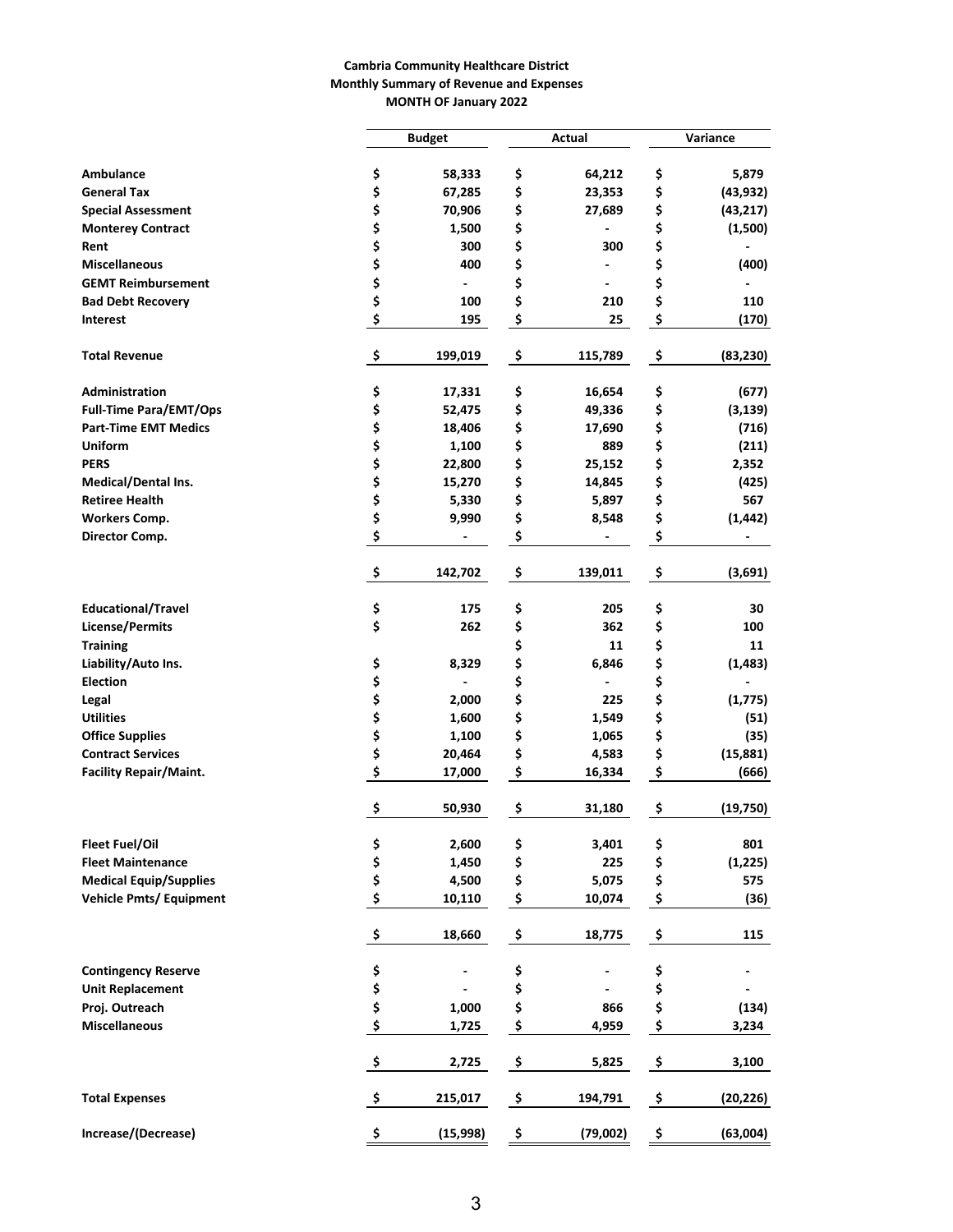**Cambria Community Healthcare District**
**Monthly Summary of Revenue and Expenses**
**MONTH OF January 2022**

| | Budget | Actual | Variance |
|---|---|---|---|
| **Ambulance** | $ 58,333 | $ 64,212 | $ 5,879 |
| **General Tax** | $ 67,285 | $ 23,353 | $ (43,932) |
| **Special Assessment** | $ 70,906 | $ 27,689 | $ (43,217) |
| **Monterey Contract** | $ 1,500 | $ - | $ (1,500) |
| **Rent** | $ 300 | $ 300 | $ - |
| **Miscellaneous** | $ 400 | $ - | $ (400) |
| **GEMT Reimbursement** | $ - | $ - | $ - |
| **Bad Debt Recovery** | $ 100 | $ 210 | $ 110 |
| **Interest** | $ 195 | $ 25 | $ (170) |
| **Total Revenue** | $ 199,019 | $ 115,789 | $ (83,230) |
| **Administration** | $ 17,331 | $ 16,654 | $ (677) |
| **Full-Time Para/EMT/Ops** | $ 52,475 | $ 49,336 | $ (3,139) |
| **Part-Time EMT Medics** | $ 18,406 | $ 17,690 | $ (716) |
| **Uniform** | $ 1,100 | $ 889 | $ (211) |
| **PERS** | $ 22,800 | $ 25,152 | $ 2,352 |
| **Medical/Dental Ins.** | $ 15,270 | $ 14,845 | $ (425) |
| **Retiree Health** | $ 5,330 | $ 5,897 | $ 567 |
| **Workers Comp.** | $ 9,990 | $ 8,548 | $ (1,442) |
| **Director Comp.** | $ - | $ - | $ - |
| | $ 142,702 | $ 139,011 | $ (3,691) |
| **Educational/Travel** | $ 175 | $ 205 | $ 30 |
| **License/Permits** | $ 262 | $ 362 | $ 100 |
| **Training** | | $ 11 | $ 11 |
| **Liability/Auto Ins.** | $ 8,329 | $ 6,846 | $ (1,483) |
| **Election** | $ - | $ - | $ - |
| **Legal** | $ 2,000 | $ 225 | $ (1,775) |
| **Utilities** | $ 1,600 | $ 1,549 | $ (51) |
| **Office Supplies** | $ 1,100 | $ 1,065 | $ (35) |
| **Contract Services** | $ 20,464 | $ 4,583 | $ (15,881) |
| **Facility Repair/Maint.** | $ 17,000 | $ 16,334 | $ (666) |
| | $ 50,930 | $ 31,180 | $ (19,750) |
| **Fleet Fuel/Oil** | $ 2,600 | $ 3,401 | $ 801 |
| **Fleet Maintenance** | $ 1,450 | $ 225 | $ (1,225) |
| **Medical Equip/Supplies** | $ 4,500 | $ 5,075 | $ 575 |
| **Vehicle Pmts/ Equipment** | $ 10,110 | $ 10,074 | $ (36) |
| | $ 18,660 | $ 18,775 | $ 115 |
| **Contingency Reserve** | $ - | $ - | $ - |
| **Unit Replacement** | $ - | $ - | $ - |
| **Proj. Outreach** | $ 1,000 | $ 866 | $ (134) |
| **Miscellaneous** | $ 1,725 | $ 4,959 | $ 3,234 |
| | $ 2,725 | $ 5,825 | $ 3,100 |
| **Total Expenses** | $ 215,017 | $ 194,791 | $ (20,226) |
| **Increase/(Decrease)** | $ (15,998) | $ (79,002) | $ (63,004) |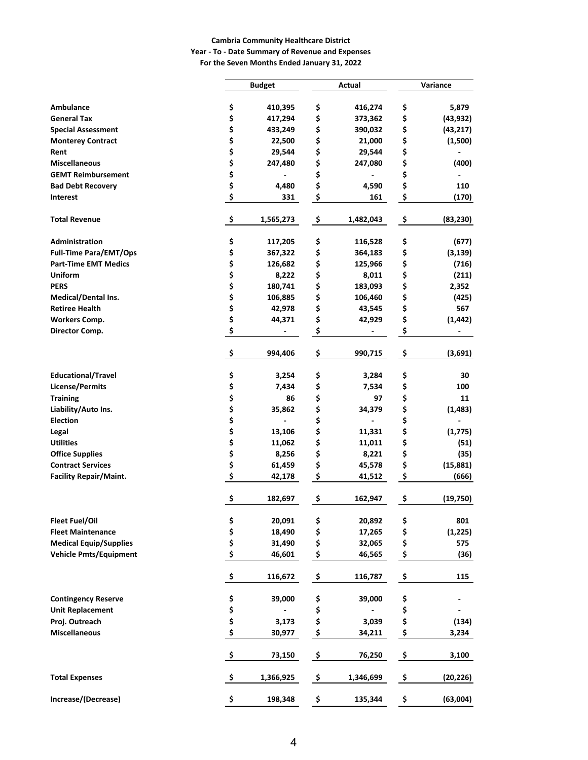**Cambria Community Healthcare District**
**Year - To - Date Summary of Revenue and Expenses**
**For the Seven Months Ended January 31, 2022**

| | Budget | Actual | Variance |
|---|---|---|---|
| **Ambulance** | $ 410,395 | $ 416,274 | $ 5,879 |
| **General Tax** | $ 417,294 | $ 373,362 | $ (43,932) |
| **Special Assessment** | $ 433,249 | $ 390,032 | $ (43,217) |
| **Monterey Contract** | $ 22,500 | $ 21,000 | $ (1,500) |
| **Rent** | $ 29,544 | $ 29,544 | $ - |
| **Miscellaneous** | $ 247,480 | $ 247,080 | $ (400) |
| **GEMT Reimbursement** | $ - | $ - | $ - |
| **Bad Debt Recovery** | $ 4,480 | $ 4,590 | $ 110 |
| **Interest** | $ 331 | $ 161 | $ (170) |
| **Total Revenue** | $ 1,565,273 | $ 1,482,043 | $ (83,230) |
| **Administration** | $ 117,205 | $ 116,528 | $ (677) |
| **Full-Time Para/EMT/Ops** | $ 367,322 | $ 364,183 | $ (3,139) |
| **Part-Time EMT Medics** | $ 126,682 | $ 125,966 | $ (716) |
| **Uniform** | $ 8,222 | $ 8,011 | $ (211) |
| **PERS** | $ 180,741 | $ 183,093 | $ 2,352 |
| **Medical/Dental Ins.** | $ 106,885 | $ 106,460 | $ (425) |
| **Retiree Health** | $ 42,978 | $ 43,545 | $ 567 |
| **Workers Comp.** | $ 44,371 | $ 42,929 | $ (1,442) |
| **Director Comp.** | $ - | $ - | $ - |
| | $ 994,406 | $ 990,715 | $ (3,691) |
| **Educational/Travel** | $ 3,254 | $ 3,284 | $ 30 |
| **License/Permits** | $ 7,434 | $ 7,534 | $ 100 |
| **Training** | $ 86 | $ 97 | $ 11 |
| **Liability/Auto Ins.** | $ 35,862 | $ 34,379 | $ (1,483) |
| **Election** | $ - | $ - | $ - |
| **Legal** | $ 13,106 | $ 11,331 | $ (1,775) |
| **Utilities** | $ 11,062 | $ 11,011 | $ (51) |
| **Office Supplies** | $ 8,256 | $ 8,221 | $ (35) |
| **Contract Services** | $ 61,459 | $ 45,578 | $ (15,881) |
| **Facility Repair/Maint.** | $ 42,178 | $ 41,512 | $ (666) |
| | $ 182,697 | $ 162,947 | $ (19,750) |
| **Fleet Fuel/Oil** | $ 20,091 | $ 20,892 | $ 801 |
| **Fleet Maintenance** | $ 18,490 | $ 17,265 | $ (1,225) |
| **Medical Equip/Supplies** | $ 31,490 | $ 32,065 | $ 575 |
| **Vehicle Pmts/Equipment** | $ 46,601 | $ 46,565 | $ (36) |
| | $ 116,672 | $ 116,787 | $ 115 |
| **Contingency Reserve** | $ 39,000 | $ 39,000 | $ - |
| **Unit Replacement** | $ - | $ - | $ - |
| **Proj. Outreach** | $ 3,173 | $ 3,039 | $ (134) |
| **Miscellaneous** | $ 30,977 | $ 34,211 | $ 3,234 |
| | $ 73,150 | $ 76,250 | $ 3,100 |
| **Total Expenses** | $ 1,366,925 | $ 1,346,699 | $ (20,226) |
| **Increase/(Decrease)** | $ 198,348 | $ 135,344 | $ (63,004) |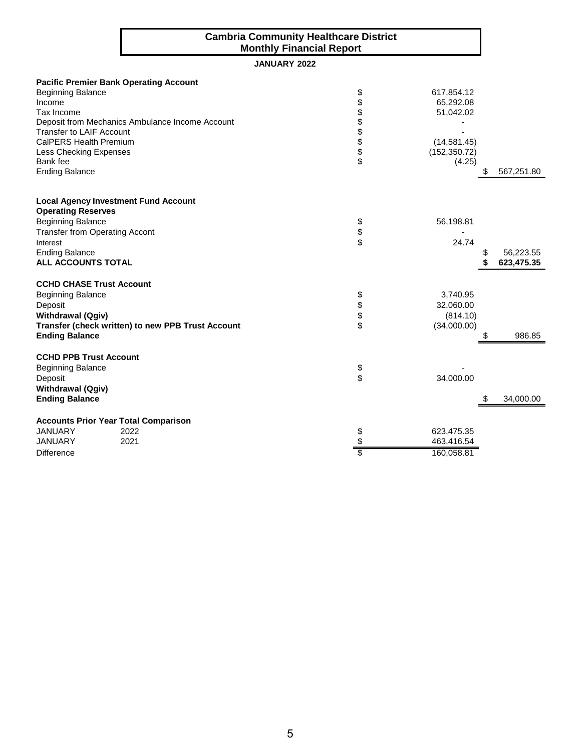# Cambria Community Healthcare District
## Monthly Financial Report

**JANUARY 2022**

| | | | | |
|---|---|---|---|---|
| **Pacific Premier Bank Operating Account** | | | | |
| Beginning Balance | $ | 617,854.12 | | |
| Income | $ | 65,292.08 | | |
| Tax Income | $ | 51,042.02 | | |
| Deposit from Mechanics Ambulance Income Account | $ | - | | |
| Transfer to LAIF Account | $ | - | | |
| CalPERS Health Premium | $ | (14,581.45) | | |
| Less Checking Expenses | $ | (152,350.72) | | |
| Bank fee | $ | (4.25) | | |
| Ending Balance | | | $ | 567,251.80 |
| | | | | |
| **Local Agency Investment Fund Account** | | | | |
| **Operating Reserves** | | | | |
| Beginning Balance | $ | 56,198.81 | | |
| Transfer from Operating Accont | $ | - | | |
| Interest | $ | 24.74 | | |
| Ending Balance | | | $ | 56,223.55 |
| **ALL ACCOUNTS TOTAL** | | | **$** | **623,475.35** |
| | | | | |
| **CCHD CHASE Trust Account** | | | | |
| Beginning Balance | $ | 3,740.95 | | |
| Deposit | $ | 32,060.00 | | |
| **Withdrawal (Qgiv)** | $ | (814.10) | | |
| **Transfer (check written) to new PPB Trust Account** | $ | (34,000.00) | | |
| **Ending Balance** | | | $ | 986.85 |
| | | | | |
| **CCHD PPB Trust Account** | | | | |
| Beginning Balance | $ | - | | |
| Deposit | $ | 34,000.00 | | |
| **Withdrawal (Qgiv)** | | | | |
| **Ending Balance** | | | $ | 34,000.00 |
| | | | | |
| **Accounts Prior Year Total Comparison** | | | | |
| JANUARY 2022 | $ | 623,475.35 | | |
| JANUARY 2021 | $ | 463,416.54 | | |
| Difference | $ | 160,058.81 | | |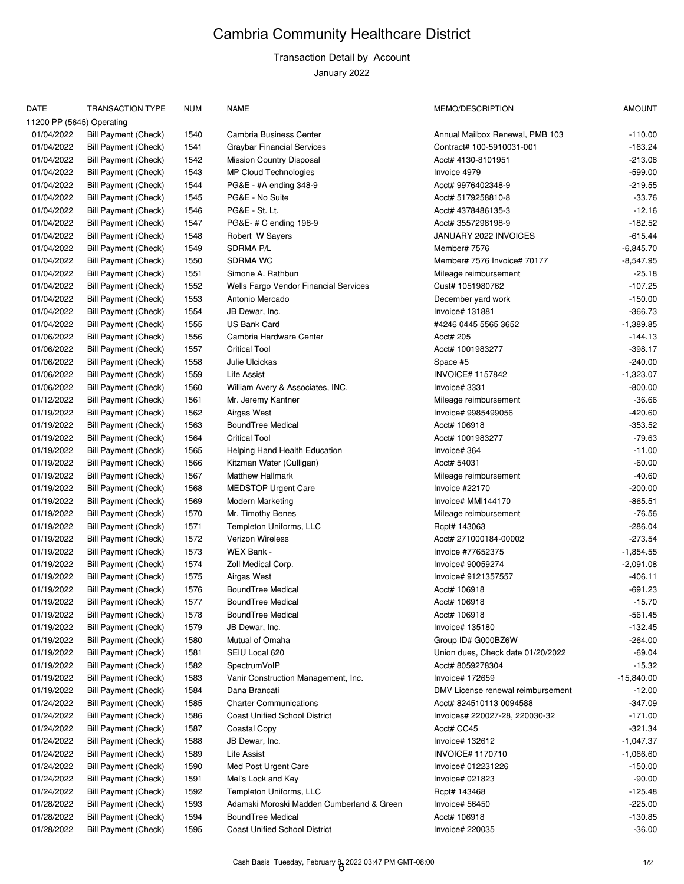# Cambria Community Healthcare District

Transaction Detail by Account

January 2022

| DATE | TRANSACTION TYPE | NUM | NAME | MEMO/DESCRIPTION | AMOUNT |
|---|---|---|---|---|---|
| 11200 PP (5645) Operating | | | | | |
| 01/04/2022 | Bill Payment (Check) | 1540 | Cambria Business Center | Annual Mailbox Renewal, PMB 103 | -110.00 |
| 01/04/2022 | Bill Payment (Check) | 1541 | Graybar Financial Services | Contract# 100-5910031-001 | -163.24 |
| 01/04/2022 | Bill Payment (Check) | 1542 | Mission Country Disposal | Acct# 4130-8101951 | -213.08 |
| 01/04/2022 | Bill Payment (Check) | 1543 | MP Cloud Technologies | Invoice 4979 | -599.00 |
| 01/04/2022 | Bill Payment (Check) | 1544 | PG&E - #A ending 348-9 | Acct# 9976402348-9 | -219.55 |
| 01/04/2022 | Bill Payment (Check) | 1545 | PG&E - No Suite | Acct# 5179258810-8 | -33.76 |
| 01/04/2022 | Bill Payment (Check) | 1546 | PG&E - St. Lt. | Acct# 4378486135-3 | -12.16 |
| 01/04/2022 | Bill Payment (Check) | 1547 | PG&E- # C ending 198-9 | Acct# 3557298198-9 | -182.52 |
| 01/04/2022 | Bill Payment (Check) | 1548 | Robert W Sayers | JANUARY 2022 INVOICES | -615.44 |
| 01/04/2022 | Bill Payment (Check) | 1549 | SDRMA P/L | Member# 7576 | -6,845.70 |
| 01/04/2022 | Bill Payment (Check) | 1550 | SDRMA WC | Member# 7576 Invoice# 70177 | -8,547.95 |
| 01/04/2022 | Bill Payment (Check) | 1551 | Simone A. Rathbun | Mileage reimbursement | -25.18 |
| 01/04/2022 | Bill Payment (Check) | 1552 | Wells Fargo Vendor Financial Services | Cust# 1051980762 | -107.25 |
| 01/04/2022 | Bill Payment (Check) | 1553 | Antonio Mercado | December yard work | -150.00 |
| 01/04/2022 | Bill Payment (Check) | 1554 | JB Dewar, Inc. | Invoice# 131881 | -366.73 |
| 01/04/2022 | Bill Payment (Check) | 1555 | US Bank Card | #4246 0445 5565 3652 | -1,389.85 |
| 01/06/2022 | Bill Payment (Check) | 1556 | Cambria Hardware Center | Acct# 205 | -144.13 |
| 01/06/2022 | Bill Payment (Check) | 1557 | Critical Tool | Acct# 1001983277 | -398.17 |
| 01/06/2022 | Bill Payment (Check) | 1558 | Julie Ulcickas | Space #5 | -240.00 |
| 01/06/2022 | Bill Payment (Check) | 1559 | Life Assist | INVOICE# 1157842 | -1,323.07 |
| 01/06/2022 | Bill Payment (Check) | 1560 | William Avery & Associates, INC. | Invoice# 3331 | -800.00 |
| 01/12/2022 | Bill Payment (Check) | 1561 | Mr. Jeremy Kantner | Mileage reimbursement | -36.66 |
| 01/19/2022 | Bill Payment (Check) | 1562 | Airgas West | Invoice# 9985499056 | -420.60 |
| 01/19/2022 | Bill Payment (Check) | 1563 | BoundTree Medical | Acct# 106918 | -353.52 |
| 01/19/2022 | Bill Payment (Check) | 1564 | Critical Tool | Acct# 1001983277 | -79.63 |
| 01/19/2022 | Bill Payment (Check) | 1565 | Helping Hand Health Education | Invoice# 364 | -11.00 |
| 01/19/2022 | Bill Payment (Check) | 1566 | Kitzman Water (Culligan) | Acct# 54031 | -60.00 |
| 01/19/2022 | Bill Payment (Check) | 1567 | Matthew Hallmark | Mileage reimbursement | -40.60 |
| 01/19/2022 | Bill Payment (Check) | 1568 | MEDSTOP Urgent Care | Invoice #22170 | -200.00 |
| 01/19/2022 | Bill Payment (Check) | 1569 | Modern Marketing | Invoice# MMI144170 | -865.51 |
| 01/19/2022 | Bill Payment (Check) | 1570 | Mr. Timothy Benes | Mileage reimbursement | -76.56 |
| 01/19/2022 | Bill Payment (Check) | 1571 | Templeton Uniforms, LLC | Rcpt# 143063 | -286.04 |
| 01/19/2022 | Bill Payment (Check) | 1572 | Verizon Wireless | Acct# 271000184-00002 | -273.54 |
| 01/19/2022 | Bill Payment (Check) | 1573 | WEX Bank - | Invoice #77652375 | -1,854.55 |
| 01/19/2022 | Bill Payment (Check) | 1574 | Zoll Medical Corp. | Invoice# 90059274 | -2,091.08 |
| 01/19/2022 | Bill Payment (Check) | 1575 | Airgas West | Invoice# 9121357557 | -406.11 |
| 01/19/2022 | Bill Payment (Check) | 1576 | BoundTree Medical | Acct# 106918 | -691.23 |
| 01/19/2022 | Bill Payment (Check) | 1577 | BoundTree Medical | Acct# 106918 | -15.70 |
| 01/19/2022 | Bill Payment (Check) | 1578 | BoundTree Medical | Acct# 106918 | -561.45 |
| 01/19/2022 | Bill Payment (Check) | 1579 | JB Dewar, Inc. | Invoice# 135180 | -132.45 |
| 01/19/2022 | Bill Payment (Check) | 1580 | Mutual of Omaha | Group ID# G000BZ6W | -264.00 |
| 01/19/2022 | Bill Payment (Check) | 1581 | SEIU Local 620 | Union dues, Check date 01/20/2022 | -69.04 |
| 01/19/2022 | Bill Payment (Check) | 1582 | SpectrumVoIP | Acct# 8059278304 | -15.32 |
| 01/19/2022 | Bill Payment (Check) | 1583 | Vanir Construction Management, Inc. | Invoice# 172659 | -15,840.00 |
| 01/19/2022 | Bill Payment (Check) | 1584 | Dana Brancati | DMV License renewal reimbursement | -12.00 |
| 01/24/2022 | Bill Payment (Check) | 1585 | Charter Communications | Acct# 824510113 0094588 | -347.09 |
| 01/24/2022 | Bill Payment (Check) | 1586 | Coast Unified School District | Invoices# 220027-28, 220030-32 | -171.00 |
| 01/24/2022 | Bill Payment (Check) | 1587 | Coastal Copy | Acct# CC45 | -321.34 |
| 01/24/2022 | Bill Payment (Check) | 1588 | JB Dewar, Inc. | Invoice# 132612 | -1,047.37 |
| 01/24/2022 | Bill Payment (Check) | 1589 | Life Assist | INVOICE# 1170710 | -1,066.60 |
| 01/24/2022 | Bill Payment (Check) | 1590 | Med Post Urgent Care | Invoice# 012231226 | -150.00 |
| 01/24/2022 | Bill Payment (Check) | 1591 | Mel's Lock and Key | Invoice# 021823 | -90.00 |
| 01/24/2022 | Bill Payment (Check) | 1592 | Templeton Uniforms, LLC | Rcpt# 143468 | -125.48 |
| 01/28/2022 | Bill Payment (Check) | 1593 | Adamski Moroski Madden Cumberland & Green | Invoice# 56450 | -225.00 |
| 01/28/2022 | Bill Payment (Check) | 1594 | BoundTree Medical | Acct# 106918 | -130.85 |
| 01/28/2022 | Bill Payment (Check) | 1595 | Coast Unified School District | Invoice# 220035 | -36.00 |

Cash Basis Tuesday, February 8, 2022 03:47 PM GMT-08:00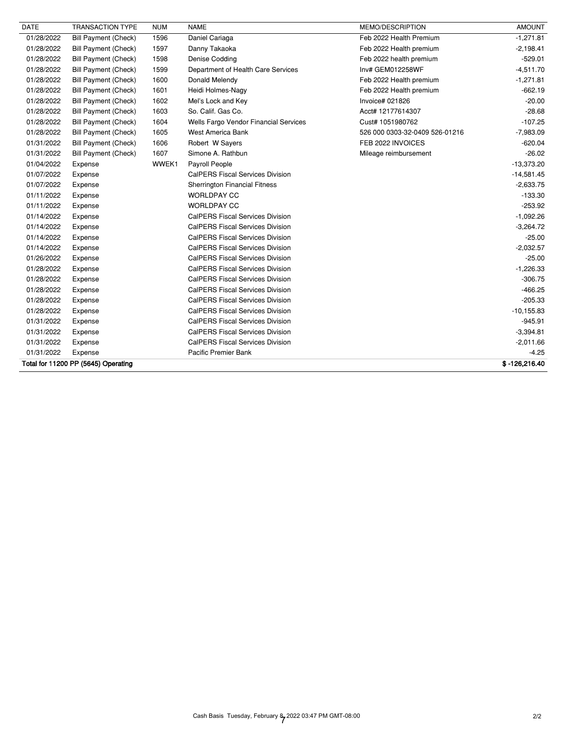| DATE | TRANSACTION TYPE | NUM | NAME | MEMO/DESCRIPTION | AMOUNT |
|---|---|---|---|---|---|
| 01/28/2022 | Bill Payment (Check) | 1596 | Daniel Cariaga | Feb 2022 Health Premium | -1,271.81 |
| 01/28/2022 | Bill Payment (Check) | 1597 | Danny Takaoka | Feb 2022 Health premium | -2,198.41 |
| 01/28/2022 | Bill Payment (Check) | 1598 | Denise Codding | Feb 2022 health premium | -529.01 |
| 01/28/2022 | Bill Payment (Check) | 1599 | Department of Health Care Services | Inv# GEM012258WF | -4,511.70 |
| 01/28/2022 | Bill Payment (Check) | 1600 | Donald Melendy | Feb 2022 Health premium | -1,271.81 |
| 01/28/2022 | Bill Payment (Check) | 1601 | Heidi Holmes-Nagy | Feb 2022 Health premium | -662.19 |
| 01/28/2022 | Bill Payment (Check) | 1602 | Mel's Lock and Key | Invoice# 021826 | -20.00 |
| 01/28/2022 | Bill Payment (Check) | 1603 | So. Calif. Gas Co. | Acct# 12177614307 | -28.68 |
| 01/28/2022 | Bill Payment (Check) | 1604 | Wells Fargo Vendor Financial Services | Cust# 1051980762 | -107.25 |
| 01/28/2022 | Bill Payment (Check) | 1605 | West America Bank | 526 000 0303-32-0409 526-01216 | -7,983.09 |
| 01/31/2022 | Bill Payment (Check) | 1606 | Robert W Sayers | FEB 2022 INVOICES | -620.04 |
| 01/31/2022 | Bill Payment (Check) | 1607 | Simone A. Rathbun | Mileage reimbursement | -26.02 |
| 01/04/2022 | Expense | WWEK1 | Payroll People | | -13,373.20 |
| 01/07/2022 | Expense | | CalPERS Fiscal Services Division | | -14,581.45 |
| 01/07/2022 | Expense | | Sherrington Financial Fitness | | -2,633.75 |
| 01/11/2022 | Expense | | WORLDPAY CC | | -133.30 |
| 01/11/2022 | Expense | | WORLDPAY CC | | -253.92 |
| 01/14/2022 | Expense | | CalPERS Fiscal Services Division | | -1,092.26 |
| 01/14/2022 | Expense | | CalPERS Fiscal Services Division | | -3,264.72 |
| 01/14/2022 | Expense | | CalPERS Fiscal Services Division | | -25.00 |
| 01/14/2022 | Expense | | CalPERS Fiscal Services Division | | -2,032.57 |
| 01/26/2022 | Expense | | CalPERS Fiscal Services Division | | -25.00 |
| 01/28/2022 | Expense | | CalPERS Fiscal Services Division | | -1,226.33 |
| 01/28/2022 | Expense | | CalPERS Fiscal Services Division | | -306.75 |
| 01/28/2022 | Expense | | CalPERS Fiscal Services Division | | -466.25 |
| 01/28/2022 | Expense | | CalPERS Fiscal Services Division | | -205.33 |
| 01/28/2022 | Expense | | CalPERS Fiscal Services Division | | -10,155.83 |
| 01/31/2022 | Expense | | CalPERS Fiscal Services Division | | -945.91 |
| 01/31/2022 | Expense | | CalPERS Fiscal Services Division | | -3,394.81 |
| 01/31/2022 | Expense | | CalPERS Fiscal Services Division | | -2,011.66 |
| 01/31/2022 | Expense | | Pacific Premier Bank | | -4.25 |
| **Total for 11200 PP (5645) Operating** | | | | | **$ -126,216.40** |

Cash Basis Tuesday, February 8, 2022 03:47 PM GMT-08:00